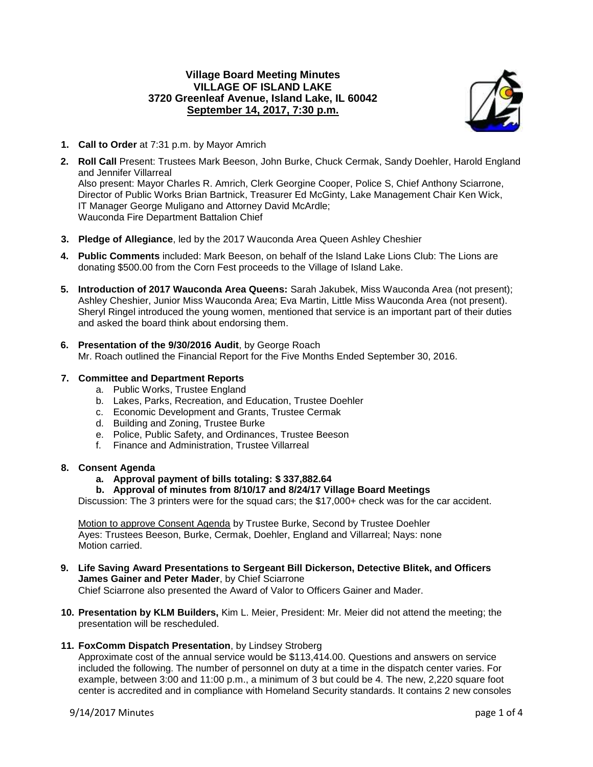# Village Board Meeting Minutes
## VILLAGE OF ISLAND LAKE
## 3720 Greenleaf Avenue, Island Lake, IL 60042
## September 14, 2017, 7:30 p.m.

1. **Call to Order** at 7:31 p.m. by Mayor Amrich

2. **Roll Call** Present: Trustees Mark Beeson, John Burke, Chuck Cermak, Sandy Doehler, Harold England and Jennifer Villarreal
   Also present: Mayor Charles R. Amrich, Clerk Georgine Cooper, Police S, Chief Anthony Sciarrone, Director of Public Works Brian Bartnick, Treasurer Ed McGinty, Lake Management Chair Ken Wick, IT Manager George Muligano and Attorney David McArdle;
   Wauconda Fire Department Battalion Chief

3. **Pledge of Allegiance**, led by the 2017 Wauconda Area Queen Ashley Cheshier

4. **Public Comments** included: Mark Beeson, on behalf of the Island Lake Lions Club: The Lions are donating $500.00 from the Corn Fest proceeds to the Village of Island Lake.

5. **Introduction of 2017 Wauconda Area Queens:** Sarah Jakubek, Miss Wauconda Area (not present); Ashley Cheshier, Junior Miss Wauconda Area; Eva Martin, Little Miss Wauconda Area (not present). Sheryl Ringel introduced the young women, mentioned that service is an important part of their duties and asked the board think about endorsing them.

6. **Presentation of the 9/30/2016 Audit**, by George Roach
   Mr. Roach outlined the Financial Report for the Five Months Ended September 30, 2016.

7. **Committee and Department Reports**
   a. Public Works, Trustee England
   b. Lakes, Parks, Recreation, and Education, Trustee Doehler
   c. Economic Development and Grants, Trustee Cermak
   d. Building and Zoning, Trustee Burke
   e. Police, Public Safety, and Ordinances, Trustee Beeson
   f. Finance and Administration, Trustee Villarreal

8. **Consent Agenda**
   **a. Approval payment of bills totaling: $ 337,882.64**
   **b. Approval of minutes from 8/10/17 and 8/24/17 Village Board Meetings**
   Discussion: The 3 printers were for the squad cars; the $17,000+ check was for the car accident.

   <u>Motion to approve Consent Agenda</u> by Trustee Burke, Second by Trustee Doehler
   Ayes: Trustees Beeson, Burke, Cermak, Doehler, England and Villarreal; Nays: none
   Motion carried.

9. **Life Saving Award Presentations to Sergeant Bill Dickerson, Detective Blitek, and Officers James Gainer and Peter Mader**, by Chief Sciarrone
   Chief Sciarrone also presented the Award of Valor to Officers Gainer and Mader.

10. **Presentation by KLM Builders,** Kim L. Meier, President: Mr. Meier did not attend the meeting; the presentation will be rescheduled.

11. **FoxComm Dispatch Presentation**, by Lindsey Stroberg
    Approximate cost of the annual service would be $113,414.00. Questions and answers on service included the following. The number of personnel on duty at a time in the dispatch center varies. For example, between 3:00 and 11:00 p.m., a minimum of 3 but could be 4. The new, 2,220 square foot center is accredited and in compliance with Homeland Security standards. It contains 2 new consoles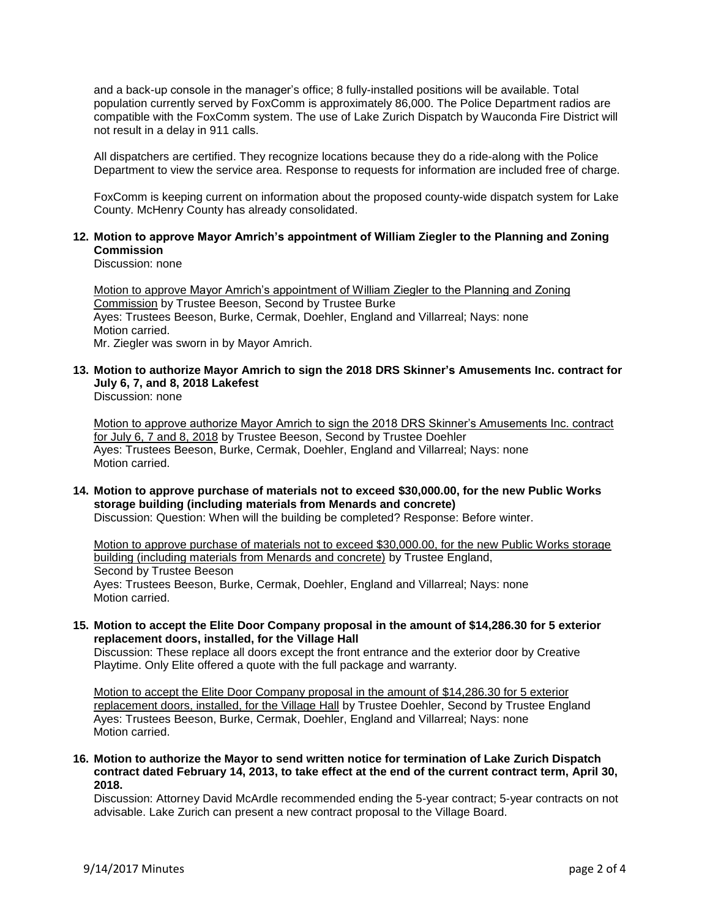and a back-up console in the manager's office; 8 fully-installed positions will be available. Total population currently served by FoxComm is approximately 86,000. The Police Department radios are compatible with the FoxComm system. The use of Lake Zurich Dispatch by Wauconda Fire District will not result in a delay in 911 calls.

All dispatchers are certified. They recognize locations because they do a ride-along with the Police Department to view the service area. Response to requests for information are included free of charge.

FoxComm is keeping current on information about the proposed county-wide dispatch system for Lake County. McHenry County has already consolidated.

**12. Motion to approve Mayor Amrich's appointment of William Ziegler to the Planning and Zoning Commission**

Discussion: none

Motion to approve Mayor Amrich's appointment of William Ziegler to the Planning and Zoning Commission by Trustee Beeson, Second by Trustee Burke
Ayes: Trustees Beeson, Burke, Cermak, Doehler, England and Villarreal; Nays: none
Motion carried.
Mr. Ziegler was sworn in by Mayor Amrich.

**13. Motion to authorize Mayor Amrich to sign the 2018 DRS Skinner's Amusements Inc. contract for July 6, 7, and 8, 2018 Lakefest**

Discussion: none

Motion to approve authorize Mayor Amrich to sign the 2018 DRS Skinner's Amusements Inc. contract for July 6, 7 and 8, 2018 by Trustee Beeson, Second by Trustee Doehler
Ayes: Trustees Beeson, Burke, Cermak, Doehler, England and Villarreal; Nays: none
Motion carried.

**14. Motion to approve purchase of materials not to exceed $30,000.00, for the new Public Works storage building (including materials from Menards and concrete)**

Discussion: Question: When will the building be completed? Response: Before winter.

Motion to approve purchase of materials not to exceed $30,000.00, for the new Public Works storage building (including materials from Menards and concrete) by Trustee England,
Second by Trustee Beeson
Ayes: Trustees Beeson, Burke, Cermak, Doehler, England and Villarreal; Nays: none
Motion carried.

**15. Motion to accept the Elite Door Company proposal in the amount of $14,286.30 for 5 exterior replacement doors, installed, for the Village Hall**

Discussion: These replace all doors except the front entrance and the exterior door by Creative Playtime. Only Elite offered a quote with the full package and warranty.

Motion to accept the Elite Door Company proposal in the amount of $14,286.30 for 5 exterior replacement doors, installed, for the Village Hall by Trustee Doehler, Second by Trustee England
Ayes: Trustees Beeson, Burke, Cermak, Doehler, England and Villarreal; Nays: none
Motion carried.

**16. Motion to authorize the Mayor to send written notice for termination of Lake Zurich Dispatch contract dated February 14, 2013, to take effect at the end of the current contract term, April 30, 2018.**

Discussion: Attorney David McArdle recommended ending the 5-year contract; 5-year contracts on not advisable. Lake Zurich can present a new contract proposal to the Village Board.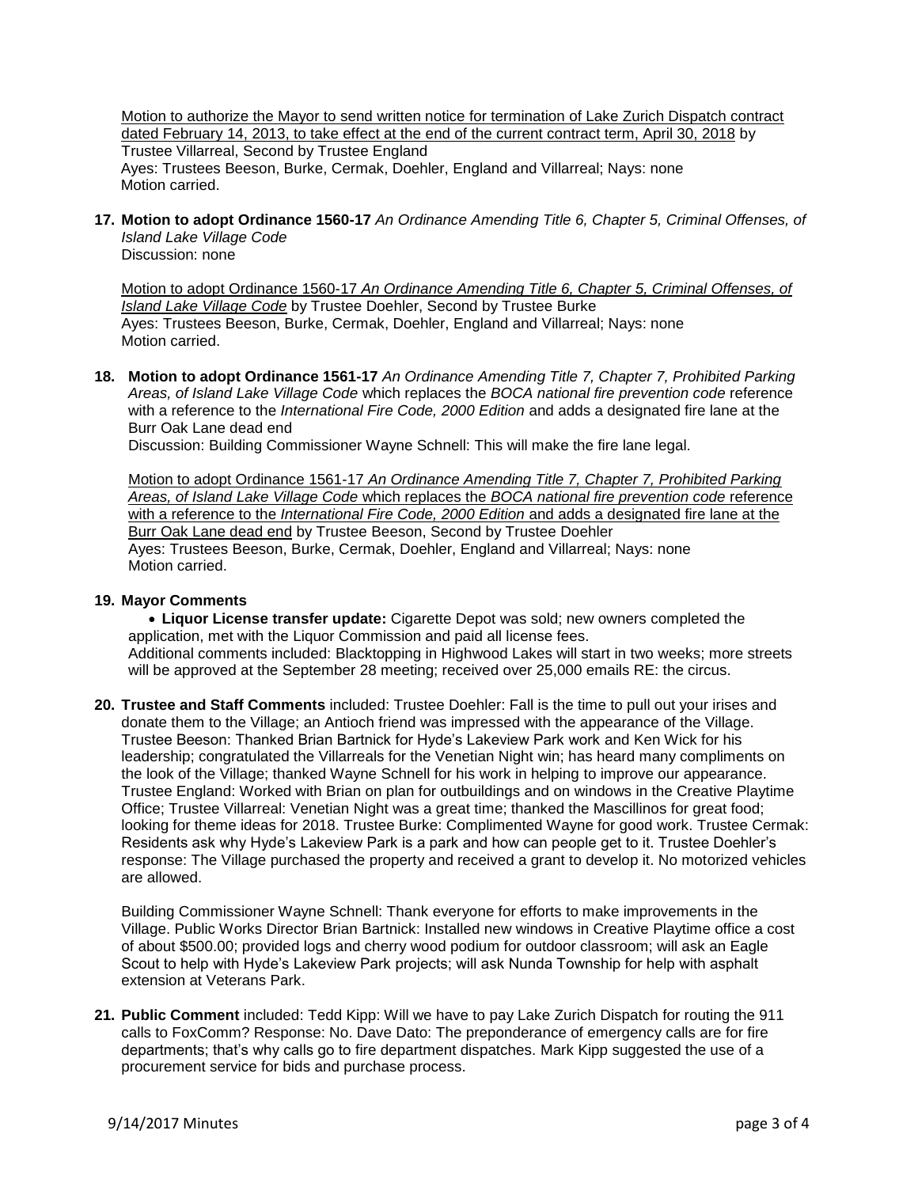Motion to authorize the Mayor to send written notice for termination of Lake Zurich Dispatch contract dated February 14, 2013, to take effect at the end of the current contract term, April 30, 2018 by Trustee Villarreal, Second by Trustee England
Ayes: Trustees Beeson, Burke, Cermak, Doehler, England and Villarreal; Nays: none
Motion carried.

**17. Motion to adopt Ordinance 1560-17** *An Ordinance Amending Title 6, Chapter 5, Criminal Offenses, of Island Lake Village Code*
Discussion: none

Motion to adopt Ordinance 1560-17 *An Ordinance Amending Title 6, Chapter 5, Criminal Offenses, of Island Lake Village Code* by Trustee Doehler, Second by Trustee Burke
Ayes: Trustees Beeson, Burke, Cermak, Doehler, England and Villarreal; Nays: none
Motion carried.

**18. Motion to adopt Ordinance 1561-17** *An Ordinance Amending Title 7, Chapter 7, Prohibited Parking Areas, of Island Lake Village Code* which replaces the *BOCA national fire prevention code* reference with a reference to the *International Fire Code, 2000 Edition* and adds a designated fire lane at the Burr Oak Lane dead end
Discussion: Building Commissioner Wayne Schnell: This will make the fire lane legal.

Motion to adopt Ordinance 1561-17 *An Ordinance Amending Title 7, Chapter 7, Prohibited Parking Areas, of Island Lake Village Code* which replaces the *BOCA national fire prevention code* reference with a reference to the *International Fire Code, 2000 Edition* and adds a designated fire lane at the Burr Oak Lane dead end by Trustee Beeson, Second by Trustee Doehler
Ayes: Trustees Beeson, Burke, Cermak, Doehler, England and Villarreal; Nays: none
Motion carried.

**19. Mayor Comments**

- **Liquor License transfer update:** Cigarette Depot was sold; new owners completed the application, met with the Liquor Commission and paid all license fees.

Additional comments included: Blacktopping in Highwood Lakes will start in two weeks; more streets will be approved at the September 28 meeting; received over 25,000 emails RE: the circus.

**20. Trustee and Staff Comments** included: Trustee Doehler: Fall is the time to pull out your irises and donate them to the Village; an Antioch friend was impressed with the appearance of the Village. Trustee Beeson: Thanked Brian Bartnick for Hyde's Lakeview Park work and Ken Wick for his leadership; congratulated the Villarreals for the Venetian Night win; has heard many compliments on the look of the Village; thanked Wayne Schnell for his work in helping to improve our appearance. Trustee England: Worked with Brian on plan for outbuildings and on windows in the Creative Playtime Office; Trustee Villarreal: Venetian Night was a great time; thanked the Mascillinos for great food; looking for theme ideas for 2018. Trustee Burke: Complimented Wayne for good work. Trustee Cermak: Residents ask why Hyde's Lakeview Park is a park and how can people get to it. Trustee Doehler's response: The Village purchased the property and received a grant to develop it. No motorized vehicles are allowed.

Building Commissioner Wayne Schnell: Thank everyone for efforts to make improvements in the Village. Public Works Director Brian Bartnick: Installed new windows in Creative Playtime office a cost of about $500.00; provided logs and cherry wood podium for outdoor classroom; will ask an Eagle Scout to help with Hyde's Lakeview Park projects; will ask Nunda Township for help with asphalt extension at Veterans Park.

**21. Public Comment** included: Tedd Kipp: Will we have to pay Lake Zurich Dispatch for routing the 911 calls to FoxComm? Response: No. Dave Dato: The preponderance of emergency calls are for fire departments; that's why calls go to fire department dispatches. Mark Kipp suggested the use of a procurement service for bids and purchase process.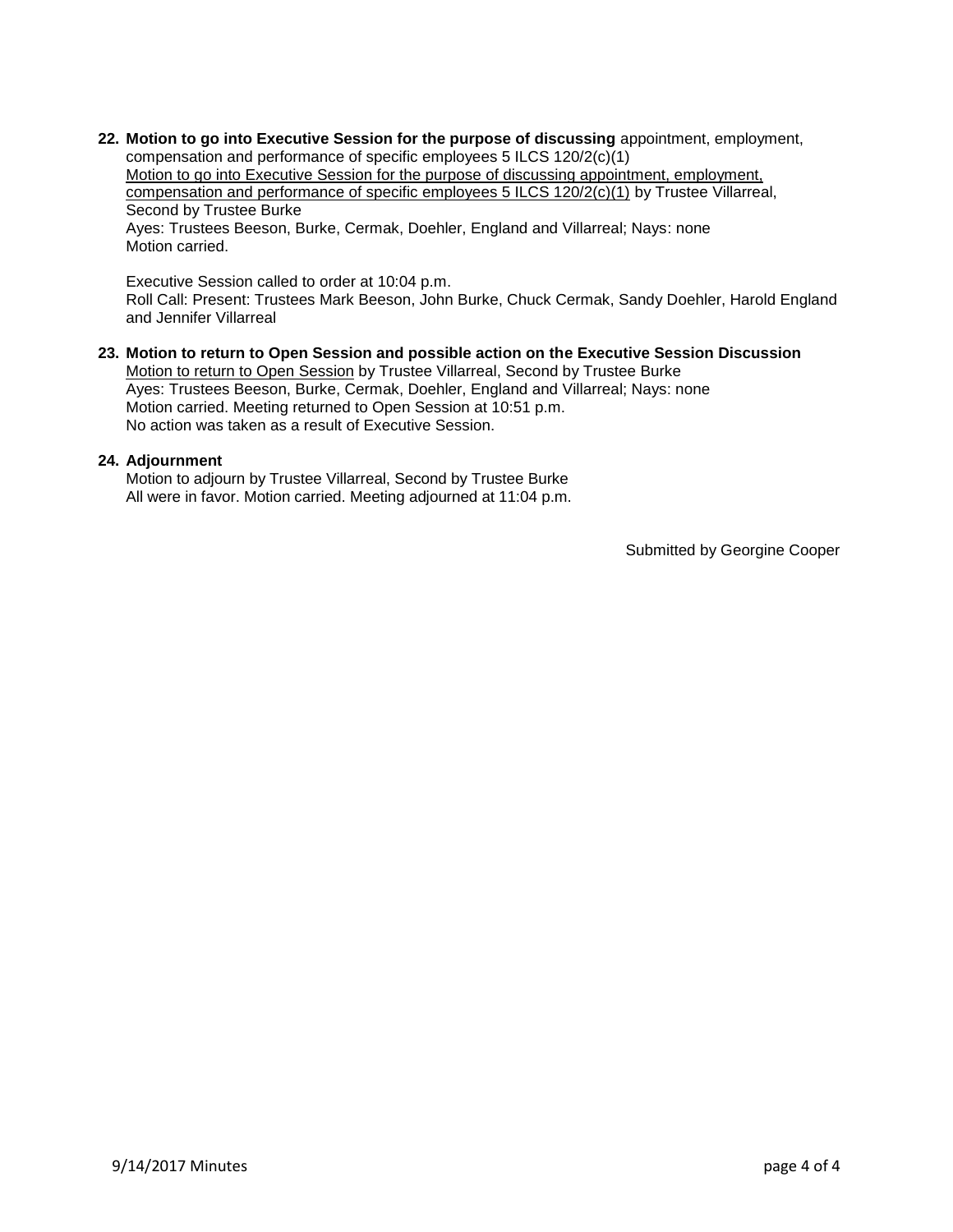**22. Motion to go into Executive Session for the purpose of discussing** appointment, employment, compensation and performance of specific employees 5 ILCS 120/2(c)(1)

<u>Motion to go into Executive Session for the purpose of discussing appointment, employment, compensation and performance of specific employees 5 ILCS 120/2(c)(1)</u> by Trustee Villarreal, Second by Trustee Burke
Ayes: Trustees Beeson, Burke, Cermak, Doehler, England and Villarreal; Nays: none
Motion carried.

Executive Session called to order at 10:04 p.m.
Roll Call: Present: Trustees Mark Beeson, John Burke, Chuck Cermak, Sandy Doehler, Harold England and Jennifer Villarreal

**23. Motion to return to Open Session and possible action on the Executive Session Discussion**

<u>Motion to return to Open Session</u> by Trustee Villarreal, Second by Trustee Burke
Ayes: Trustees Beeson, Burke, Cermak, Doehler, England and Villarreal; Nays: none
Motion carried. Meeting returned to Open Session at 10:51 p.m.
No action was taken as a result of Executive Session.

**24. Adjournment**

Motion to adjourn by Trustee Villarreal, Second by Trustee Burke
All were in favor. Motion carried. Meeting adjourned at 11:04 p.m.

Submitted by Georgine Cooper